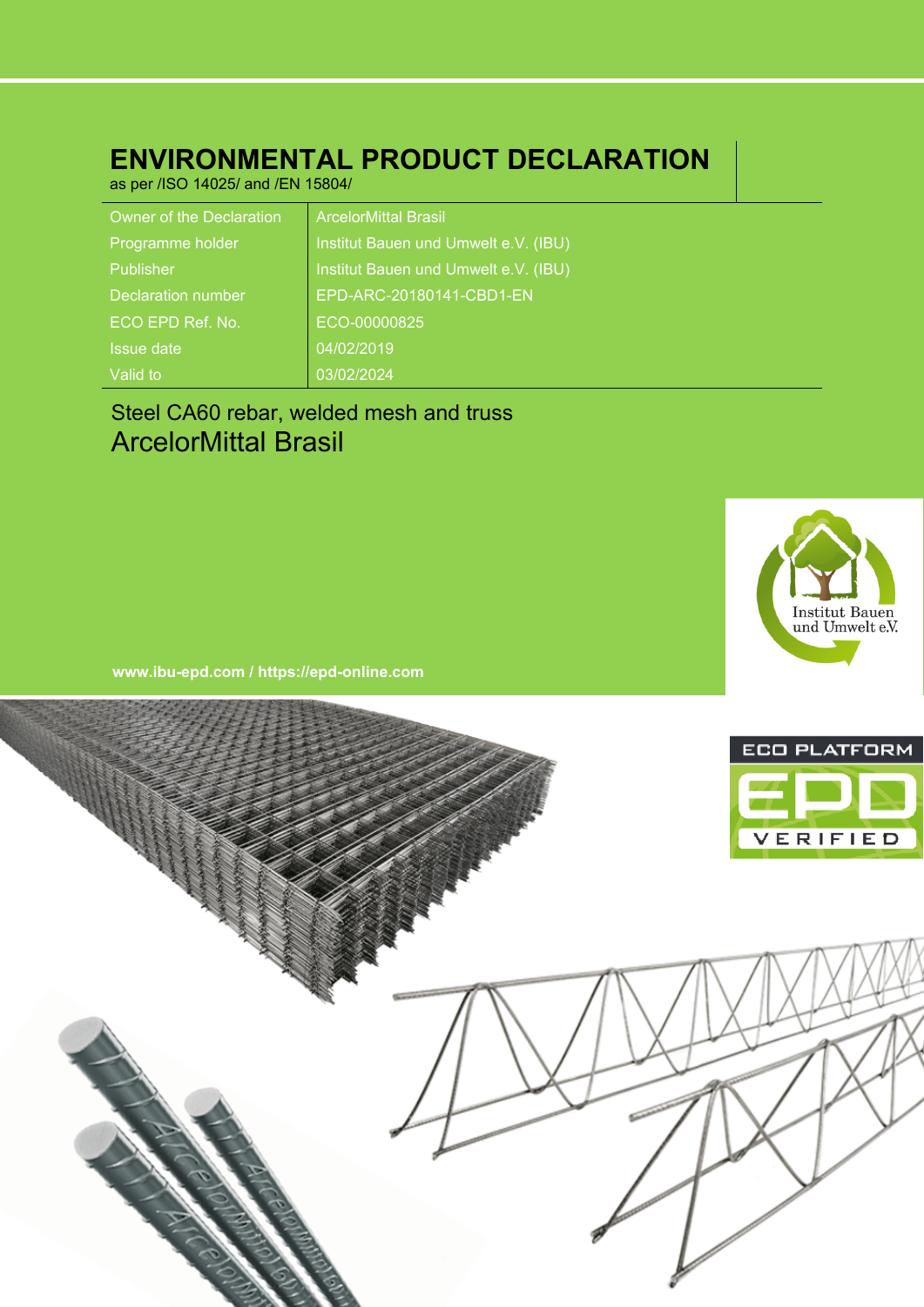# ENVIRONMENTAL PRODUCT DECLARATION

as per /ISO 14025/ and /EN 15804/

| | |
|---|---|
| Owner of the Declaration | ArcelorMittal Brasil |
| Programme holder | Institut Bauen und Umwelt e.V. (IBU) |
| Publisher | Institut Bauen und Umwelt e.V. (IBU) |
| Declaration number | EPD-ARC-20180141-CBD1-EN |
| ECO EPD Ref. No. | ECO-00000825 |
| Issue date | 04/02/2019 |
| Valid to | 03/02/2024 |

## Steel CA60 rebar, welded mesh and truss

## ArcelorMittal Brasil

Institut Bauen und Umwelt e.V.

**www.ibu-epd.com / https://epd-online.com**

ECO PLATFORM EPD VERIFIED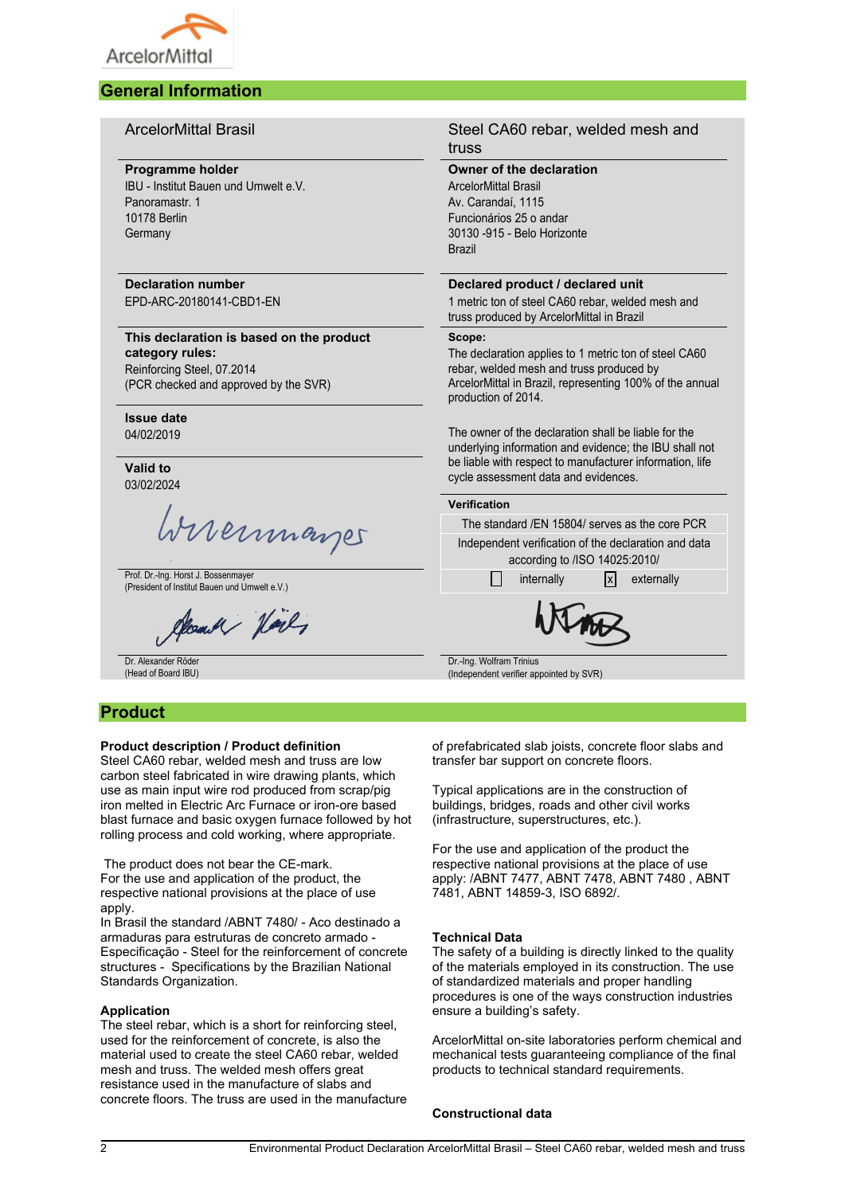## General Information

**ArcelorMittal Brasil**

**Steel CA60 rebar, welded mesh and truss**

**Programme holder**
IBU - Institut Bauen und Umwelt e.V.
Panoramastr. 1
10178 Berlin
Germany

**Owner of the declaration**
ArcelorMittal Brasil
Av. Carandaí, 1115
Funcionários 25 o andar
30130 -915 - Belo Horizonte
Brazil

**Declaration number**
EPD-ARC-20180141-CBD1-EN

**Declared product / declared unit**
1 metric ton of steel CA60 rebar, welded mesh and truss produced by ArcelorMittal in Brazil

**This declaration is based on the product category rules:**
Reinforcing Steel, 07.2014
(PCR checked and approved by the SVR)

**Scope:**
The declaration applies to 1 metric ton of steel CA60 rebar, welded mesh and truss produced by ArcelorMittal in Brazil, representing 100% of the annual production of 2014.

The owner of the declaration shall be liable for the underlying information and evidence; the IBU shall not be liable with respect to manufacturer information, life cycle assessment data and evidences.

**Issue date**
04/02/2019

**Valid to**
03/02/2024

Prof. Dr.-Ing. Horst J. Bossenmayer
(President of Institut Bauen und Umwelt e.V.)

Dr. Alexander Röder
(Head of Board IBU)

**Verification**

The standard /EN 15804/ serves as the core PCR

Independent verification of the declaration and data according to /ISO 14025:2010/

☐ internally ☒ externally

Dr.-Ing. Wolfram Trinius
(Independent verifier appointed by SVR)

## Product

### Product description / Product definition

Steel CA60 rebar, welded mesh and truss are low carbon steel fabricated in wire drawing plants, which use as main input wire rod produced from scrap/pig iron melted in Electric Arc Furnace or iron-ore based blast furnace and basic oxygen furnace followed by hot rolling process and cold working, where appropriate.

The product does not bear the CE-mark.
For the use and application of the product, the respective national provisions at the place of use apply.
In Brasil the standard /ABNT 7480/ - Aco destinado a armaduras para estruturas de concreto armado - Especificação - Steel for the reinforcement of concrete structures - Specifications by the Brazilian National Standards Organization.

### Application

The steel rebar, which is a short for reinforcing steel, used for the reinforcement of concrete, is also the material used to create the steel CA60 rebar, welded mesh and truss. The welded mesh offers great resistance used in the manufacture of slabs and concrete floors. The truss are used in the manufacture of prefabricated slab joists, concrete floor slabs and transfer bar support on concrete floors.

Typical applications are in the construction of buildings, bridges, roads and other civil works (infrastructure, superstructures, etc.).

For the use and application of the product the respective national provisions at the place of use apply: /ABNT 7477, ABNT 7478, ABNT 7480 , ABNT 7481, ABNT 14859-3, ISO 6892/.

### Technical Data

The safety of a building is directly linked to the quality of the materials employed in its construction. The use of standardized materials and proper handling procedures is one of the ways construction industries ensure a building's safety.

ArcelorMittal on-site laboratories perform chemical and mechanical tests guaranteeing compliance of the final products to technical standard requirements.

### Constructional data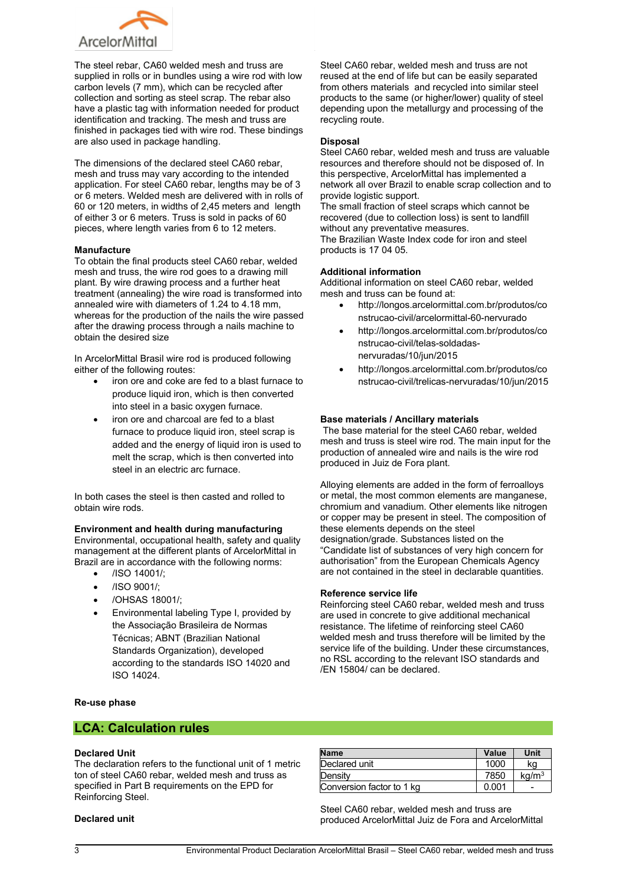The steel rebar, CA60 welded mesh and truss are supplied in rolls or in bundles using a wire rod with low carbon levels (7 mm), which can be recycled after collection and sorting as steel scrap. The rebar also have a plastic tag with information needed for product identification and tracking. The mesh and truss are finished in packages tied with wire rod. These bindings are also used in package handling.

The dimensions of the declared steel CA60 rebar, mesh and truss may vary according to the intended application. For steel CA60 rebar, lengths may be of 3 or 6 meters. Welded mesh are delivered with in rolls of 60 or 120 meters, in widths of 2,45 meters and length of either 3 or 6 meters. Truss is sold in packs of 60 pieces, where length varies from 6 to 12 meters.

**Manufacture**

To obtain the final products steel CA60 rebar, welded mesh and truss, the wire rod goes to a drawing mill plant. By wire drawing process and a further heat treatment (annealing) the wire road is transformed into annealed wire with diameters of 1.24 to 4.18 mm, whereas for the production of the nails the wire passed after the drawing process through a nails machine to obtain the desired size

In ArcelorMittal Brasil wire rod is produced following either of the following routes:

- iron ore and coke are fed to a blast furnace to produce liquid iron, which is then converted into steel in a basic oxygen furnace.
- iron ore and charcoal are fed to a blast furnace to produce liquid iron, steel scrap is added and the energy of liquid iron is used to melt the scrap, which is then converted into steel in an electric arc furnace.

In both cases the steel is then casted and rolled to obtain wire rods.

**Environment and health during manufacturing**

Environmental, occupational health, safety and quality management at the different plants of ArcelorMittal in Brazil are in accordance with the following norms:

- /ISO 14001/;
- /ISO 9001/;
- /OHSAS 18001/;
- Environmental labeling Type I, provided by the Associação Brasileira de Normas Técnicas; ABNT (Brazilian National Standards Organization), developed according to the standards ISO 14020 and ISO 14024.

**Re-use phase**

Steel CA60 rebar, welded mesh and truss are not reused at the end of life but can be easily separated from others materials and recycled into similar steel products to the same (or higher/lower) quality of steel depending upon the metallurgy and processing of the recycling route.

**Disposal**

Steel CA60 rebar, welded mesh and truss are valuable resources and therefore should not be disposed of. In this perspective, ArcelorMittal has implemented a network all over Brazil to enable scrap collection and to provide logistic support.

The small fraction of steel scraps which cannot be recovered (due to collection loss) is sent to landfill without any preventative measures.

The Brazilian Waste Index code for iron and steel products is 17 04 05.

**Additional information**

Additional information on steel CA60 rebar, welded mesh and truss can be found at:

- http://longos.arcelormittal.com.br/produtos/construcao-civil/arcelormittal-60-nervurado
- http://longos.arcelormittal.com.br/produtos/construcao-civil/telas-soldadas-nervuradas/10/jun/2015
- http://longos.arcelormittal.com.br/produtos/construcao-civil/trelicas-nervuradas/10/jun/2015

**Base materials / Ancillary materials**

The base material for the steel CA60 rebar, welded mesh and truss is steel wire rod. The main input for the production of annealed wire and nails is the wire rod produced in Juiz de Fora plant.

Alloying elements are added in the form of ferroalloys or metal, the most common elements are manganese, chromium and vanadium. Other elements like nitrogen or copper may be present in steel. The composition of these elements depends on the steel designation/grade. Substances listed on the "Candidate list of substances of very high concern for authorisation" from the European Chemicals Agency are not contained in the steel in declarable quantities.

**Reference service life**

Reinforcing steel CA60 rebar, welded mesh and truss are used in concrete to give additional mechanical resistance. The lifetime of reinforcing steel CA60 welded mesh and truss therefore will be limited by the service life of the building. Under these circumstances, no RSL according to the relevant ISO standards and /EN 15804/ can be declared.

## LCA: Calculation rules

**Declared Unit**

The declaration refers to the functional unit of 1 metric ton of steel CA60 rebar, welded mesh and truss as specified in Part B requirements on the EPD for Reinforcing Steel.

**Declared unit**

| Name | Value | Unit |
|---|---|---|
| Declared unit | 1000 | kg |
| Density | 7850 | $kg/m^3$ |
| Conversion factor to 1 kg | 0.001 | - |

Steel CA60 rebar, welded mesh and truss are produced ArcelorMittal Juiz de Fora and ArcelorMittal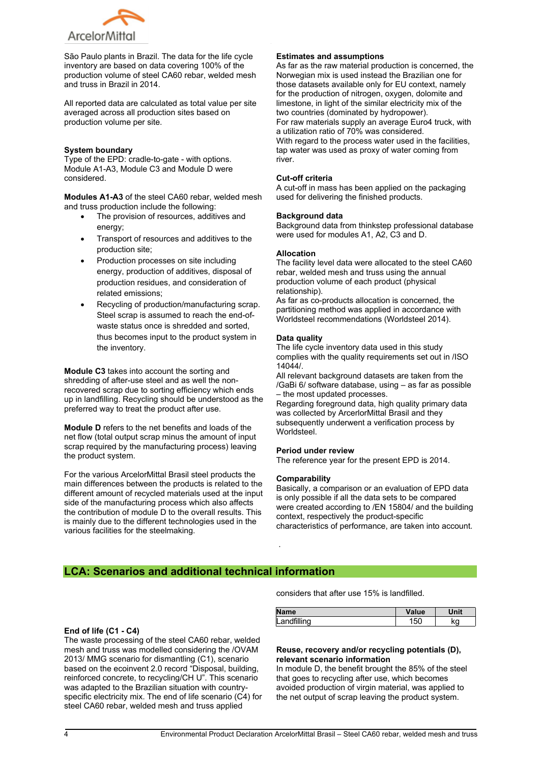São Paulo plants in Brazil. The data for the life cycle inventory are based on data covering 100% of the production volume of steel CA60 rebar, welded mesh and truss in Brazil in 2014.

All reported data are calculated as total value per site averaged across all production sites based on production volume per site.

**System boundary**
Type of the EPD: cradle-to-gate - with options. Module A1-A3, Module C3 and Module D were considered.

**Modules A1-A3** of the steel CA60 rebar, welded mesh and truss production include the following:

- The provision of resources, additives and energy;
- Transport of resources and additives to the production site;
- Production processes on site including energy, production of additives, disposal of production residues, and consideration of related emissions;
- Recycling of production/manufacturing scrap. Steel scrap is assumed to reach the end-of-waste status once is shredded and sorted, thus becomes input to the product system in the inventory.

**Module C3** takes into account the sorting and shredding of after-use steel and as well the non-recovered scrap due to sorting efficiency which ends up in landfilling. Recycling should be understood as the preferred way to treat the product after use.

**Module D** refers to the net benefits and loads of the net flow (total output scrap minus the amount of input scrap required by the manufacturing process) leaving the product system.

For the various ArcelorMittal Brasil steel products the main differences between the products is related to the different amount of recycled materials used at the input side of the manufacturing process which also affects the contribution of module D to the overall results. This is mainly due to the different technologies used in the various facilities for the steelmaking.

**Estimates and assumptions**
As far as the raw material production is concerned, the Norwegian mix is used instead the Brazilian one for those datasets available only for EU context, namely for the production of nitrogen, oxygen, dolomite and limestone, in light of the similar electricity mix of the two countries (dominated by hydropower).
For raw materials supply an average Euro4 truck, with a utilization ratio of 70% was considered.
With regard to the process water used in the facilities, tap water was used as proxy of water coming from river.

**Cut-off criteria**
A cut-off in mass has been applied on the packaging used for delivering the finished products.

**Background data**
Background data from thinkstep professional database were used for modules A1, A2, C3 and D.

**Allocation**
The facility level data were allocated to the steel CA60 rebar, welded mesh and truss using the annual production volume of each product (physical relationship).
As far as co-products allocation is concerned, the partitioning method was applied in accordance with Worldsteel recommendations (Worldsteel 2014).

**Data quality**
The life cycle inventory data used in this study complies with the quality requirements set out in /ISO 14044/.
All relevant background datasets are taken from the /GaBi 6/ software database, using – as far as possible – the most updated processes.
Regarding foreground data, high quality primary data was collected by ArcelorMittal Brasil and they subsequently underwent a verification process by Worldsteel.

**Period under review**
The reference year for the present EPD is 2014.

**Comparability**
Basically, a comparison or an evaluation of EPD data is only possible if all the data sets to be compared were created according to /EN 15804/ and the building context, respectively the product-specific characteristics of performance, are taken into account.

## LCA: Scenarios and additional technical information

**End of life (C1 - C4)**
The waste processing of the steel CA60 rebar, welded mesh and truss was modelled considering the /OVAM 2013/ MMG scenario for dismantling (C1), scenario based on the ecoinvent 2.0 record "Disposal, building, reinforced concrete, to recycling/CH U". This scenario was adapted to the Brazilian situation with country-specific electricity mix. The end of life scenario (C4) for steel CA60 rebar, welded mesh and truss applied considers that after use 15% is landfilled.

| Name | Value | Unit |
|---|---|---|
| Landfilling | 150 | kg |

**Reuse, recovery and/or recycling potentials (D), relevant scenario information**
In module D, the benefit brought the 85% of the steel that goes to recycling after use, which becomes avoided production of virgin material, was applied to the net output of scrap leaving the product system.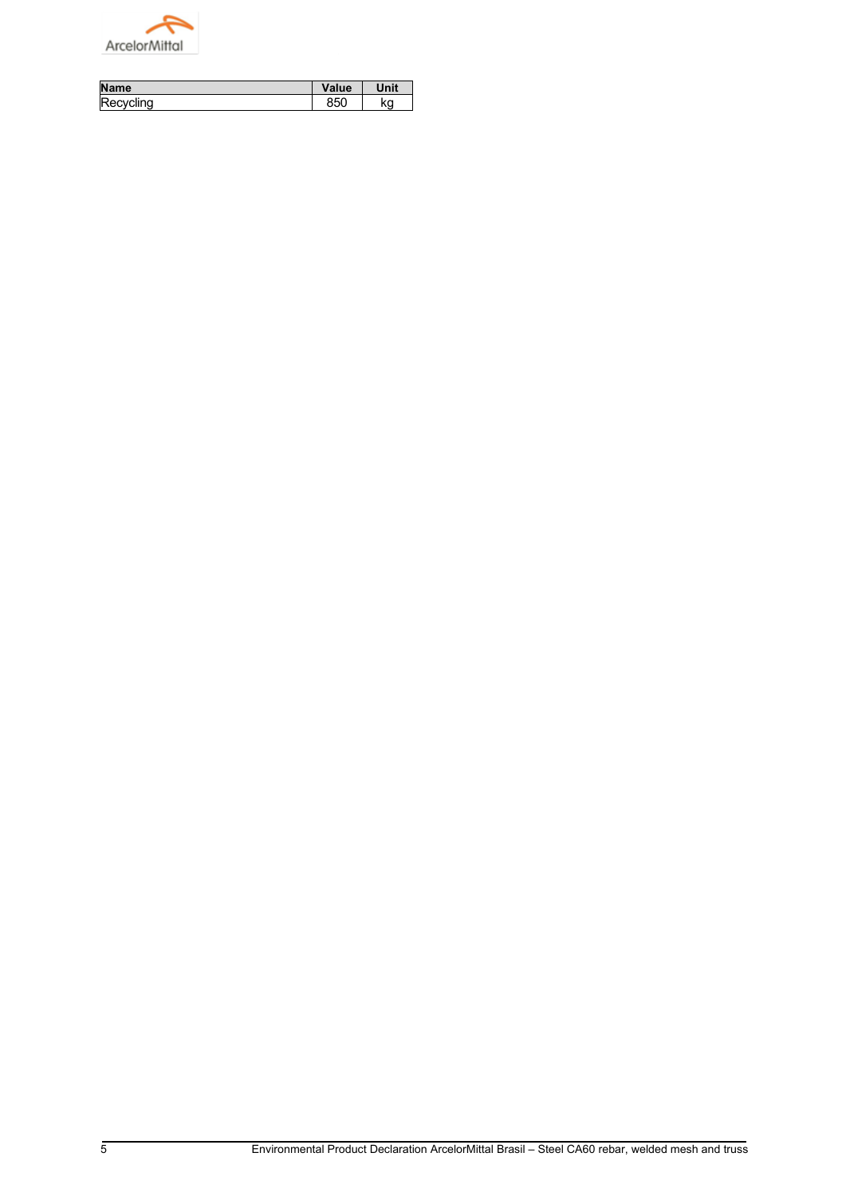| Name | Value | Unit |
| --- | --- | --- |
| Recycling | 850 | kg |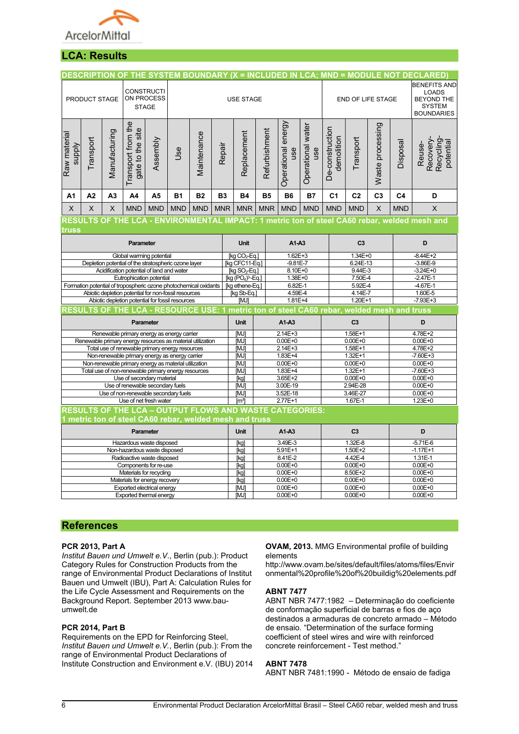## LCA: Results

### DESCRIPTION OF THE SYSTEM BOUNDARY (X = INCLUDED IN LCA; MND = MODULE NOT DECLARED)

| PRODUCT STAGE | | | CONSTRUCTION PROCESS STAGE | | USE STAGE | | | | | | | END OF LIFE STAGE | | | | BENEFITS AND LOADS BEYOND THE SYSTEM BOUNDARIES |
|---|---|---|---|---|---|---|---|---|---|---|---|---|---|---|---|---|
| Raw material supply | Transport | Manufacturing | Transport from the gate to the site | Assembly | Use | Maintenance | Repair | Replacement | Refurbishment | Operational energy use | Operational water use | De-construction demolition | Transport | Waste processing | Disposal | Reuse-Recovery-Recycling-potential |
| A1 | A2 | A3 | A4 | A5 | B1 | B2 | B3 | B4 | B5 | B6 | B7 | C1 | C2 | C3 | C4 | D |
| X | X | X | MND | MND | MND | MND | MNR | MNR | MNR | MND | MND | MND | MND | X | MND | X |

### RESULTS OF THE LCA - ENVIRONMENTAL IMPACT: 1 metric ton of steel CA60 rebar, welded mesh and truss

| Parameter | Unit | A1-A3 | C3 | D |
|---|---|---|---|---|
| Global warming potential | [kg $CO_2$-Eq.] | 1.62E+3 | 1.34E+0 | -8.44E+2 |
| Depletion potential of the stratospheric ozone layer | [kg CFC11-Eq.] | -9.81E-7 | 6.24E-13 | -3.86E-9 |
| Acidification potential of land and water | [kg $SO_2$-Eq.] | 8.10E+0 | 9.44E-3 | -3.24E+0 |
| Eutrophication potential | [kg $(PO_4)^{3-}$-Eq.] | 1.38E+0 | 7.50E-4 | -2.47E-1 |
| Formation potential of tropospheric ozone photochemical oxidants | [kg ethene-Eq.] | 6.82E-1 | 5.92E-4 | -4.67E-1 |
| Abiotic depletion potential for non-fossil resources | [kg Sb-Eq.] | 4.59E-4 | 4.14E-7 | 1.60E-5 |
| Abiotic depletion potential for fossil resources | [MJ] | 1.81E+4 | 1.20E+1 | -7.93E+3 |

### RESULTS OF THE LCA - RESOURCE USE: 1 metric ton of steel CA60 rebar, welded mesh and truss

| Parameter | Unit | A1-A3 | C3 | D |
|---|---|---|---|---|
| Renewable primary energy as energy carrier | [MJ] | 2.14E+3 | 1.58E+1 | 4.78E+2 |
| Renewable primary energy resources as material utilization | [MJ] | 0.00E+0 | 0.00E+0 | 0.00E+0 |
| Total use of renewable primary energy resources | [MJ] | 2.14E+3 | 1.58E+1 | 4.78E+2 |
| Non-renewable primary energy as energy carrier | [MJ] | 1.83E+4 | 1.32E+1 | -7.60E+3 |
| Non-renewable primary energy as material utilization | [MJ] | 0.00E+0 | 0.00E+0 | 0.00E+0 |
| Total use of non-renewable primary energy resources | [MJ] | 1.83E+4 | 1.32E+1 | -7.60E+3 |
| Use of secondary material | [kg] | 3.65E+2 | 0.00E+0 | 0.00E+0 |
| Use of renewable secondary fuels | [MJ] | 3.00E-19 | 2.94E-28 | 0.00E+0 |
| Use of non-renewable secondary fuels | [MJ] | 3.52E-18 | 3.46E-27 | 0.00E+0 |
| Use of net fresh water | [m³] | 2.77E+1 | 1.67E-1 | 1.23E+0 |

### RESULTS OF THE LCA – OUTPUT FLOWS AND WASTE CATEGORIES: 1 metric ton of steel CA60 rebar, welded mesh and truss

| Parameter | Unit | A1-A3 | C3 | D |
|---|---|---|---|---|
| Hazardous waste disposed | [kg] | 3.49E-3 | 1.32E-8 | -5.71E-6 |
| Non-hazardous waste disposed | [kg] | 5.91E+1 | 1.50E+2 | -1.17E+1 |
| Radioactive waste disposed | [kg] | 8.41E-2 | 4.42E-4 | 1.31E-1 |
| Components for re-use | [kg] | 0.00E+0 | 0.00E+0 | 0.00E+0 |
| Materials for recycling | [kg] | 0.00E+0 | 8.50E+2 | 0.00E+0 |
| Materials for energy recovery | [kg] | 0.00E+0 | 0.00E+0 | 0.00E+0 |
| Exported electrical energy | [MJ] | 0.00E+0 | 0.00E+0 | 0.00E+0 |
| Exported thermal energy | [MJ] | 0.00E+0 | 0.00E+0 | 0.00E+0 |

## References

**PCR 2013, Part A**
*Institut Bauen und Umwelt e.V.*, Berlin (pub.): Product Category Rules for Construction Products from the range of Environmental Product Declarations of Institut Bauen und Umwelt (IBU), Part A: Calculation Rules for the Life Cycle Assessment and Requirements on the Background Report. September 2013 www.bau-umwelt.de

**PCR 2014, Part B**
Requirements on the EPD for Reinforcing Steel, *Institut Bauen und Umwelt e.V.*, Berlin (pub.): From the range of Environmental Product Declarations of Institute Construction and Environment e.V. (IBU) 2014

**OVAM, 2013.** MMG Environmental profile of building elements
http://www.ovam.be/sites/default/files/atoms/files/Environmental%20profile%20of%20buildig%20elements.pdf

**ABNT 7477**
ABNT NBR 7477:1982 – Determinação do coeficiente de conformação superficial de barras e fios de aço destinados a armaduras de concreto armado – Método de ensaio. "Determination of the surface forming coefficient of steel wires and wire with reinforced concrete reinforcement - Test method."

**ABNT 7478**
ABNT NBR 7481:1990 - Método de ensaio de fadiga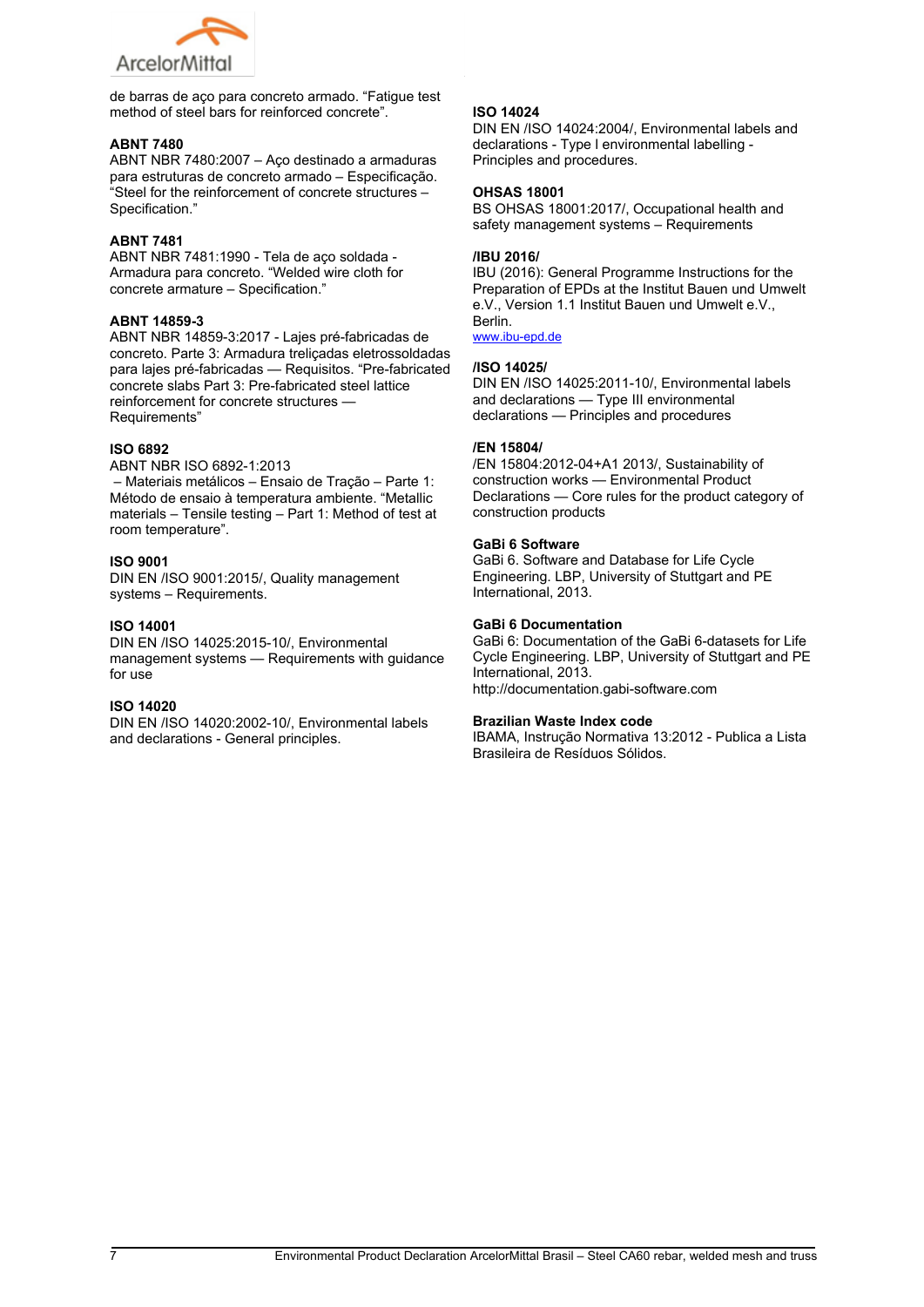de barras de aço para concreto armado. “Fatigue test method of steel bars for reinforced concrete”.

**ABNT 7480**
ABNT NBR 7480:2007 – Aço destinado a armaduras para estruturas de concreto armado – Especificação. “Steel for the reinforcement of concrete structures – Specification.”

**ABNT 7481**
ABNT NBR 7481:1990 - Tela de aço soldada - Armadura para concreto. “Welded wire cloth for concrete armature – Specification.”

**ABNT 14859-3**
ABNT NBR 14859-3:2017 - Lajes pré-fabricadas de concreto. Parte 3: Armadura treliçadas eletrossoldadas para lajes pré-fabricadas — Requisitos. “Pre-fabricated concrete slabs Part 3: Pre-fabricated steel lattice reinforcement for concrete structures — Requirements”

**ISO 6892**
ABNT NBR ISO 6892-1:2013
– Materiais metálicos – Ensaio de Tração – Parte 1: Método de ensaio à temperatura ambiente. “Metallic materials – Tensile testing – Part 1: Method of test at room temperature”.

**ISO 9001**
DIN EN /ISO 9001:2015/, Quality management systems – Requirements.

**ISO 14001**
DIN EN /ISO 14025:2015-10/, Environmental management systems — Requirements with guidance for use

**ISO 14020**
DIN EN /ISO 14020:2002-10/, Environmental labels and declarations - General principles.

**ISO 14024**
DIN EN /ISO 14024:2004/, Environmental labels and declarations - Type I environmental labelling - Principles and procedures.

**OHSAS 18001**
BS OHSAS 18001:2017/, Occupational health and safety management systems – Requirements

**/IBU 2016/**
IBU (2016): General Programme Instructions for the Preparation of EPDs at the Institut Bauen und Umwelt e.V., Version 1.1 Institut Bauen und Umwelt e.V., Berlin.
www.ibu-epd.de

**/ISO 14025/**
DIN EN /ISO 14025:2011-10/, Environmental labels and declarations — Type III environmental declarations — Principles and procedures

**/EN 15804/**
/EN 15804:2012-04+A1 2013/, Sustainability of construction works — Environmental Product Declarations — Core rules for the product category of construction products

**GaBi 6 Software**
GaBi 6. Software and Database for Life Cycle Engineering. LBP, University of Stuttgart and PE International, 2013.

**GaBi 6 Documentation**
GaBi 6: Documentation of the GaBi 6-datasets for Life Cycle Engineering. LBP, University of Stuttgart and PE International, 2013.
http://documentation.gabi-software.com

**Brazilian Waste Index code**
IBAMA, Instrução Normativa 13:2012 - Publica a Lista Brasileira de Resíduos Sólidos.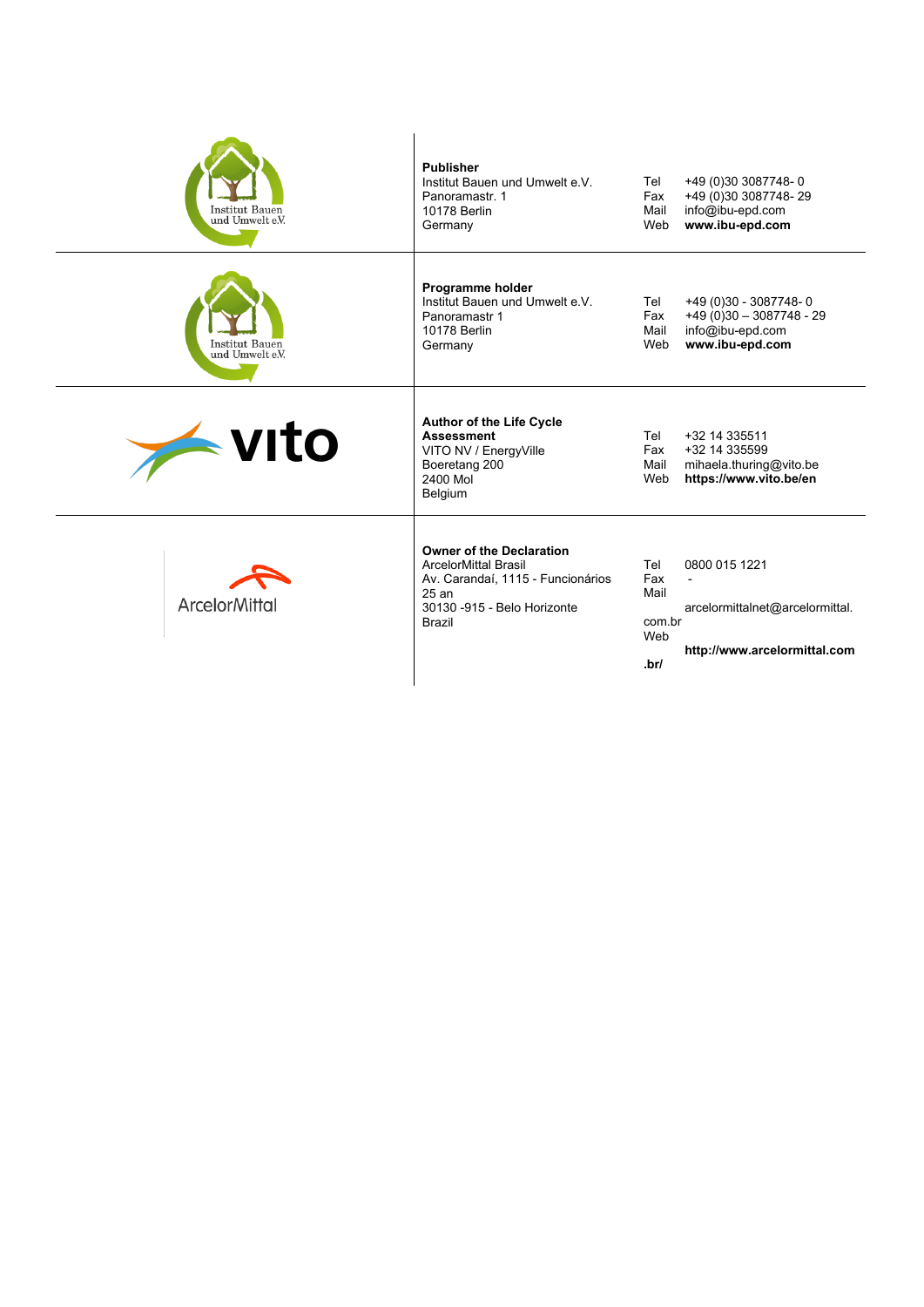**Publisher**
Institut Bauen und Umwelt e.V.
Panoramastr. 1
10178 Berlin
Germany

Tel +49 (0)30 3087748- 0
Fax +49 (0)30 3087748- 29
Mail info@ibu-epd.com
Web **www.ibu-epd.com**

**Programme holder**
Institut Bauen und Umwelt e.V.
Panoramastr 1
10178 Berlin
Germany

Tel +49 (0)30 - 3087748- 0
Fax +49 (0)30 – 3087748 - 29
Mail info@ibu-epd.com
Web **www.ibu-epd.com**

**Author of the Life Cycle Assessment**
VITO NV / EnergyVille
Boeretang 200
2400 Mol
Belgium

Tel +32 14 335511
Fax +32 14 335599
Mail mihaela.thuring@vito.be
Web **https://www.vito.be/en**

**Owner of the Declaration**
ArcelorMittal Brasil
Av. Carandaí, 1115 - Funcionários
25 an
30130 -915 - Belo Horizonte
Brazil

Tel 0800 015 1221
Fax -
Mail arcelormittalnet@arcelormittal.com.br
Web **http://www.arcelormittal.com.br/**